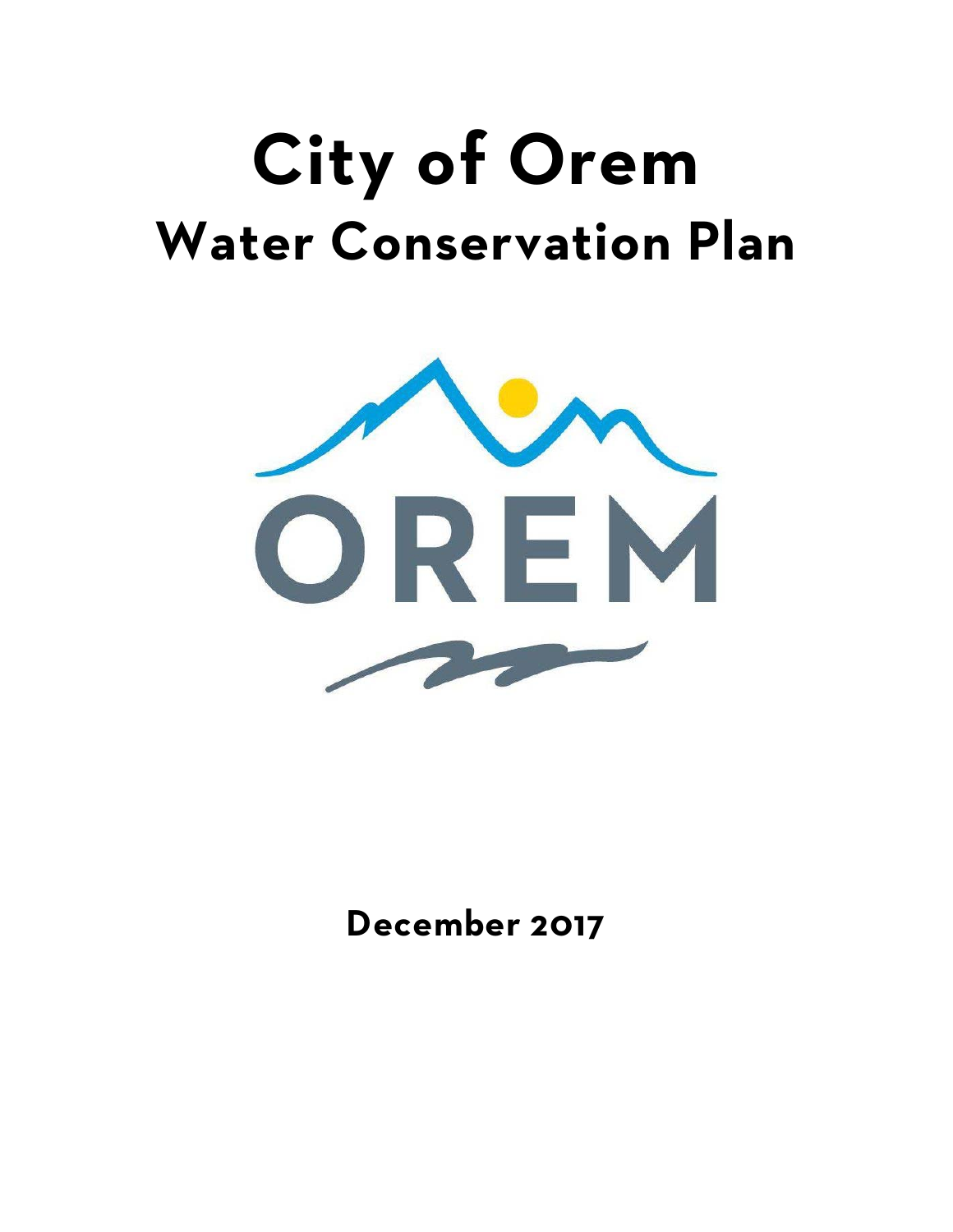# City of Orem

## Water Conservation Plan

December 2017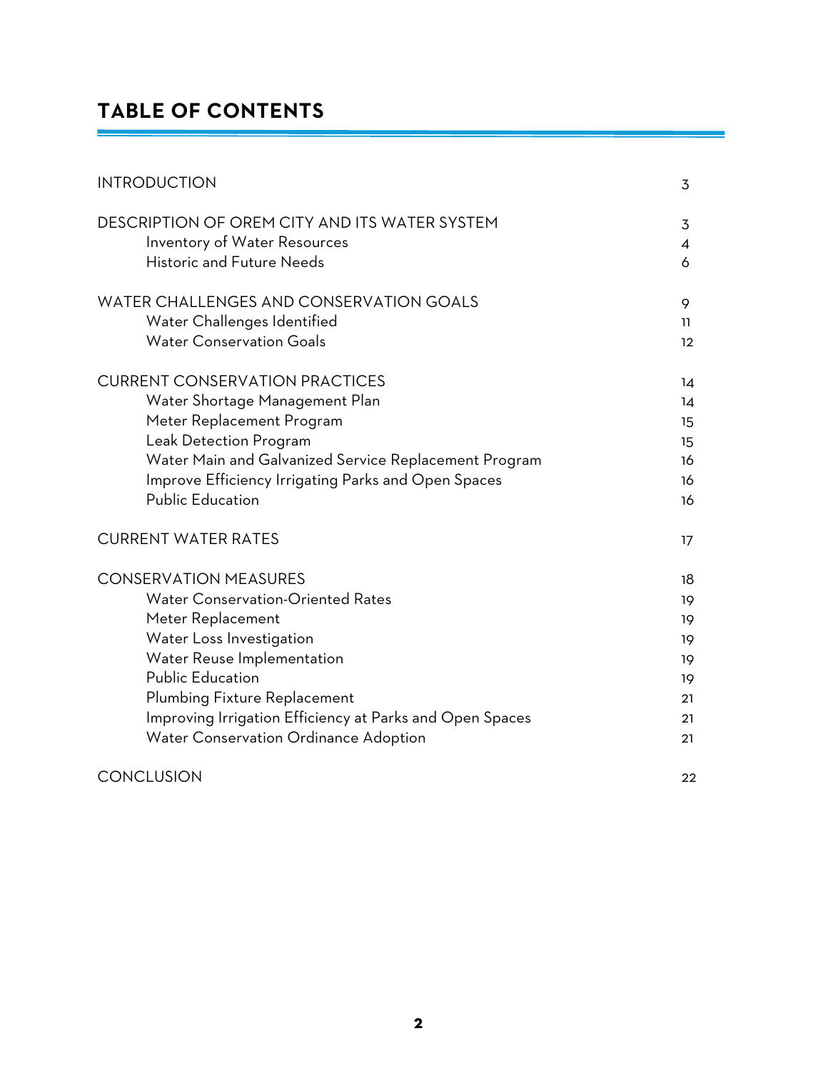# TABLE OF CONTENTS

| | |
|---|---|
| INTRODUCTION | 3 |
| DESCRIPTION OF OREM CITY AND ITS WATER SYSTEM | 3 |
| Inventory of Water Resources | 4 |
| Historic and Future Needs | 6 |
| WATER CHALLENGES AND CONSERVATION GOALS | 9 |
| Water Challenges Identified | 11 |
| Water Conservation Goals | 12 |
| CURRENT CONSERVATION PRACTICES | 14 |
| Water Shortage Management Plan | 14 |
| Meter Replacement Program | 15 |
| Leak Detection Program | 15 |
| Water Main and Galvanized Service Replacement Program | 16 |
| Improve Efficiency Irrigating Parks and Open Spaces | 16 |
| Public Education | 16 |
| CURRENT WATER RATES | 17 |
| CONSERVATION MEASURES | 18 |
| Water Conservation-Oriented Rates | 19 |
| Meter Replacement | 19 |
| Water Loss Investigation | 19 |
| Water Reuse Implementation | 19 |
| Public Education | 19 |
| Plumbing Fixture Replacement | 21 |
| Improving Irrigation Efficiency at Parks and Open Spaces | 21 |
| Water Conservation Ordinance Adoption | 21 |
| CONCLUSION | 22 |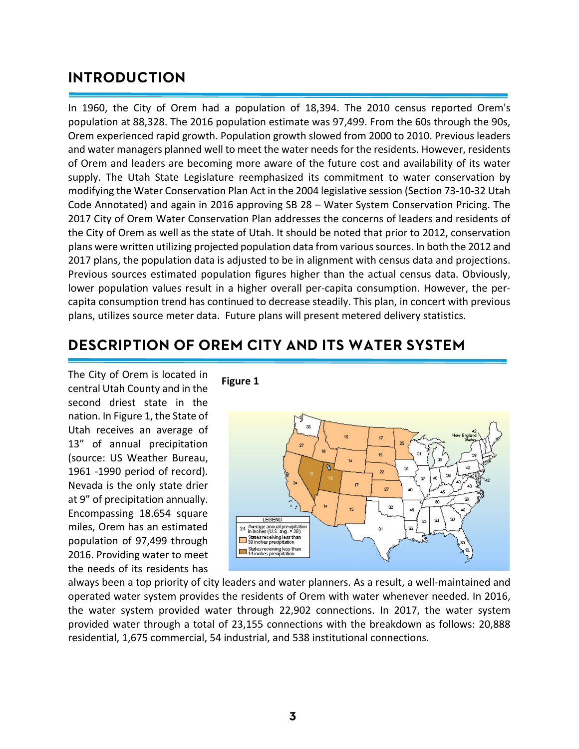## INTRODUCTION

In 1960, the City of Orem had a population of 18,394. The 2010 census reported Orem's population at 88,328. The 2016 population estimate was 97,499. From the 60s through the 90s, Orem experienced rapid growth. Population growth slowed from 2000 to 2010. Previous leaders and water managers planned well to meet the water needs for the residents. However, residents of Orem and leaders are becoming more aware of the future cost and availability of its water supply. The Utah State Legislature reemphasized its commitment to water conservation by modifying the Water Conservation Plan Act in the 2004 legislative session (Section 73-10-32 Utah Code Annotated) and again in 2016 approving SB 28 – Water System Conservation Pricing. The 2017 City of Orem Water Conservation Plan addresses the concerns of leaders and residents of the City of Orem as well as the state of Utah. It should be noted that prior to 2012, conservation plans were written utilizing projected population data from various sources. In both the 2012 and 2017 plans, the population data is adjusted to be in alignment with census data and projections. Previous sources estimated population figures higher than the actual census data. Obviously, lower population values result in a higher overall per-capita consumption. However, the per-capita consumption trend has continued to decrease steadily. This plan, in concert with previous plans, utilizes source meter data. Future plans will present metered delivery statistics.

## DESCRIPTION OF OREM CITY AND ITS WATER SYSTEM

**Figure 1**

The City of Orem is located in central Utah County and in the second driest state in the nation. In Figure 1, the State of Utah receives an average of 13” of annual precipitation (source: US Weather Bureau, 1961 -1990 period of record). Nevada is the only state drier at 9” of precipitation annually. Encompassing 18.654 square miles, Orem has an estimated population of 97,499 through 2016. Providing water to meet the needs of its residents has always been a top priority of city leaders and water planners. As a result, a well-maintained and operated water system provides the residents of Orem with water whenever needed. In 2016, the water system provided water through 22,902 connections. In 2017, the water system provided water through a total of 23,155 connections with the breakdown as follows: 20,888 residential, 1,675 commercial, 54 industrial, and 538 institutional connections.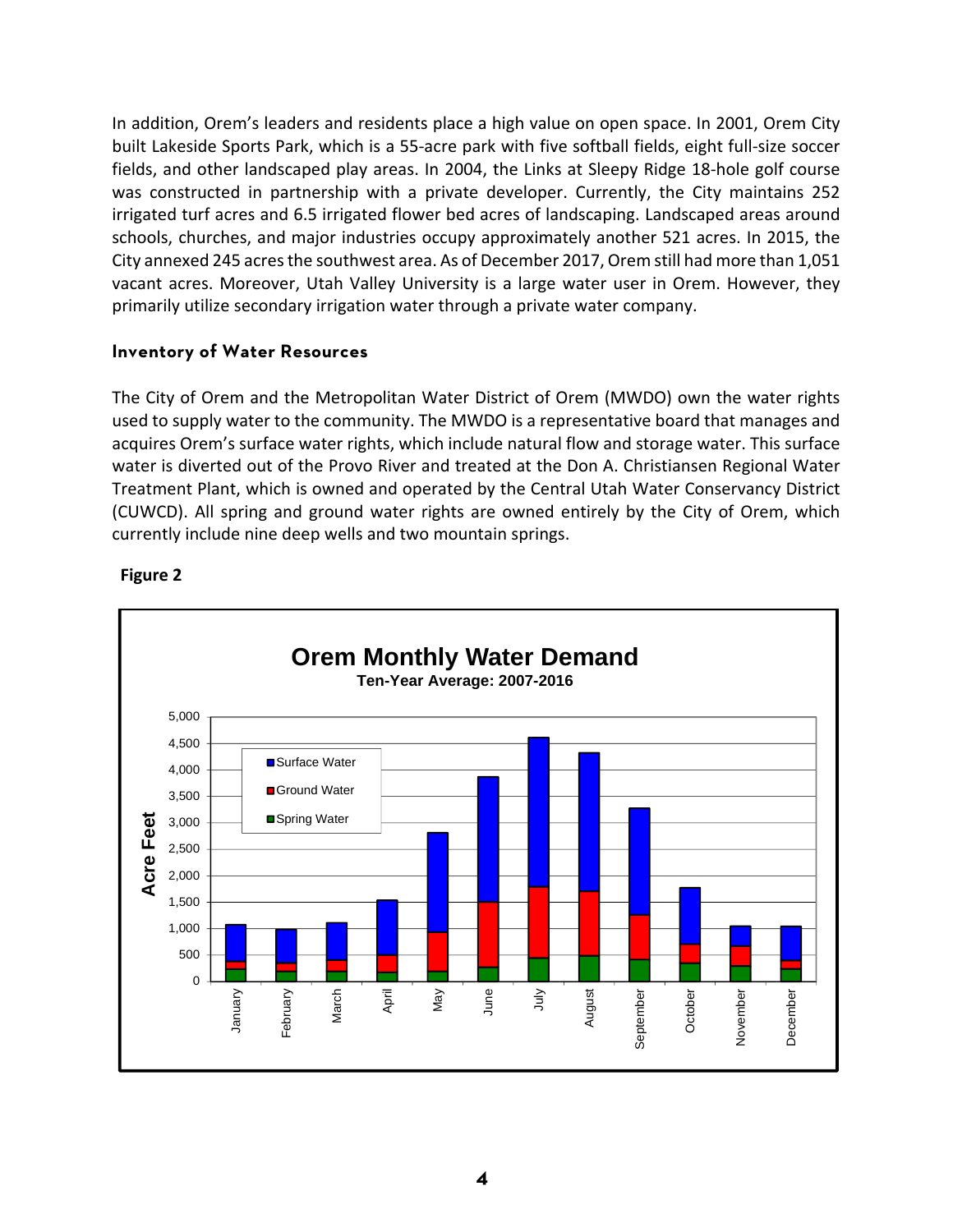In addition, Orem's leaders and residents place a high value on open space. In 2001, Orem City built Lakeside Sports Park, which is a 55-acre park with five softball fields, eight full-size soccer fields, and other landscaped play areas. In 2004, the Links at Sleepy Ridge 18-hole golf course was constructed in partnership with a private developer. Currently, the City maintains 252 irrigated turf acres and 6.5 irrigated flower bed acres of landscaping. Landscaped areas around schools, churches, and major industries occupy approximately another 521 acres. In 2015, the City annexed 245 acres the southwest area. As of December 2017, Orem still had more than 1,051 vacant acres. Moreover, Utah Valley University is a large water user in Orem. However, they primarily utilize secondary irrigation water through a private water company.

### Inventory of Water Resources

The City of Orem and the Metropolitan Water District of Orem (MWDO) own the water rights used to supply water to the community. The MWDO is a representative board that manages and acquires Orem's surface water rights, which include natural flow and storage water. This surface water is diverted out of the Provo River and treated at the Don A. Christiansen Regional Water Treatment Plant, which is owned and operated by the Central Utah Water Conservancy District (CUWCD). All spring and ground water rights are owned entirely by the City of Orem, which currently include nine deep wells and two mountain springs.

**Figure 2**

**Orem Monthly Water Demand**

**Ten-Year Average: 2007-2016**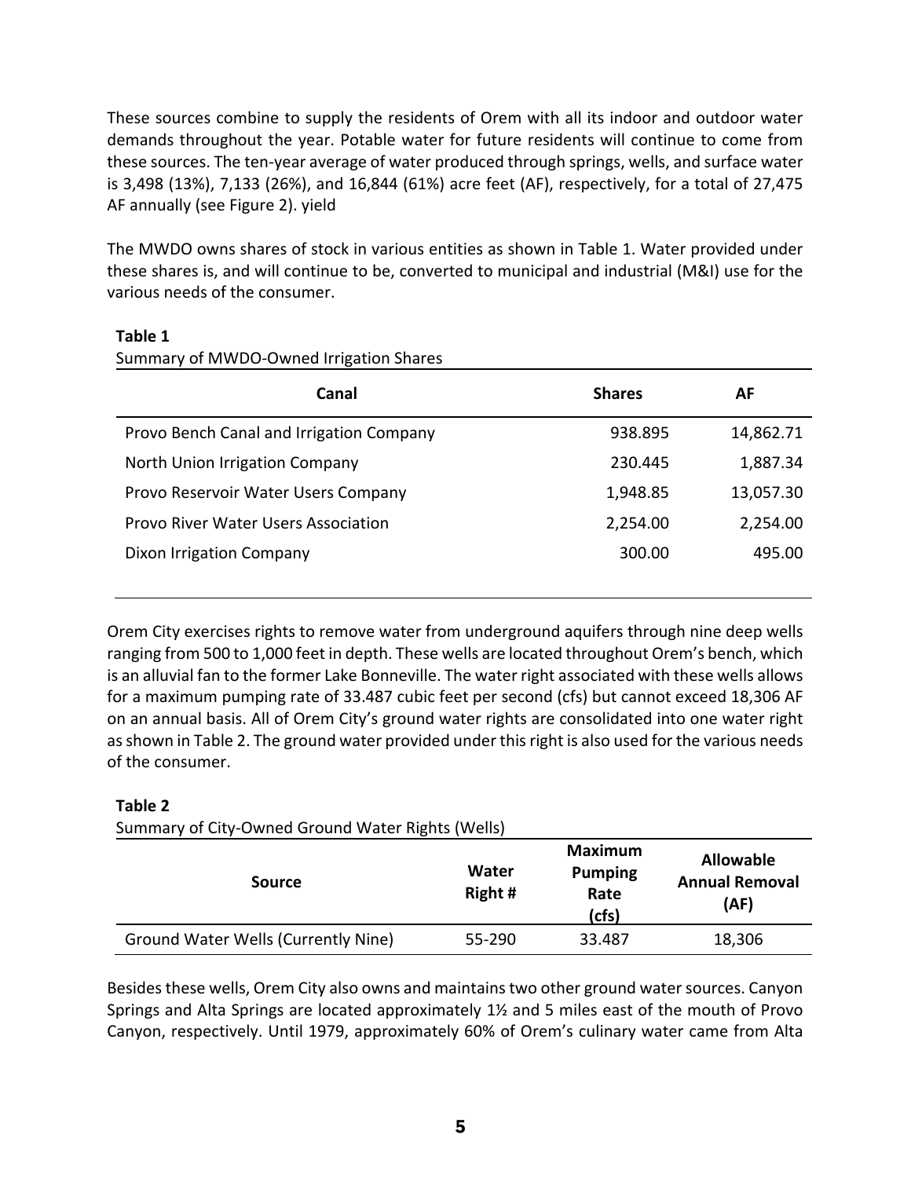These sources combine to supply the residents of Orem with all its indoor and outdoor water demands throughout the year. Potable water for future residents will continue to come from these sources. The ten-year average of water produced through springs, wells, and surface water is 3,498 (13%), 7,133 (26%), and 16,844 (61%) acre feet (AF), respectively, for a total of 27,475 AF annually (see Figure 2). yield

The MWDO owns shares of stock in various entities as shown in Table 1. Water provided under these shares is, and will continue to be, converted to municipal and industrial (M&I) use for the various needs of the consumer.

**Table 1**

Summary of MWDO-Owned Irrigation Shares

| Canal | Shares | AF |
|---|---|---|
| Provo Bench Canal and Irrigation Company | 938.895 | 14,862.71 |
| North Union Irrigation Company | 230.445 | 1,887.34 |
| Provo Reservoir Water Users Company | 1,948.85 | 13,057.30 |
| Provo River Water Users Association | 2,254.00 | 2,254.00 |
| Dixon Irrigation Company | 300.00 | 495.00 |

Orem City exercises rights to remove water from underground aquifers through nine deep wells ranging from 500 to 1,000 feet in depth. These wells are located throughout Orem's bench, which is an alluvial fan to the former Lake Bonneville. The water right associated with these wells allows for a maximum pumping rate of 33.487 cubic feet per second (cfs) but cannot exceed 18,306 AF on an annual basis. All of Orem City's ground water rights are consolidated into one water right as shown in Table 2. The ground water provided under this right is also used for the various needs of the consumer.

**Table 2**

Summary of City-Owned Ground Water Rights (Wells)

| Source | Water Right # | Maximum Pumping Rate (cfs) | Allowable Annual Removal (AF) |
|---|---|---|---|
| Ground Water Wells (Currently Nine) | 55-290 | 33.487 | 18,306 |

Besides these wells, Orem City also owns and maintains two other ground water sources. Canyon Springs and Alta Springs are located approximately 1½ and 5 miles east of the mouth of Provo Canyon, respectively. Until 1979, approximately 60% of Orem's culinary water came from Alta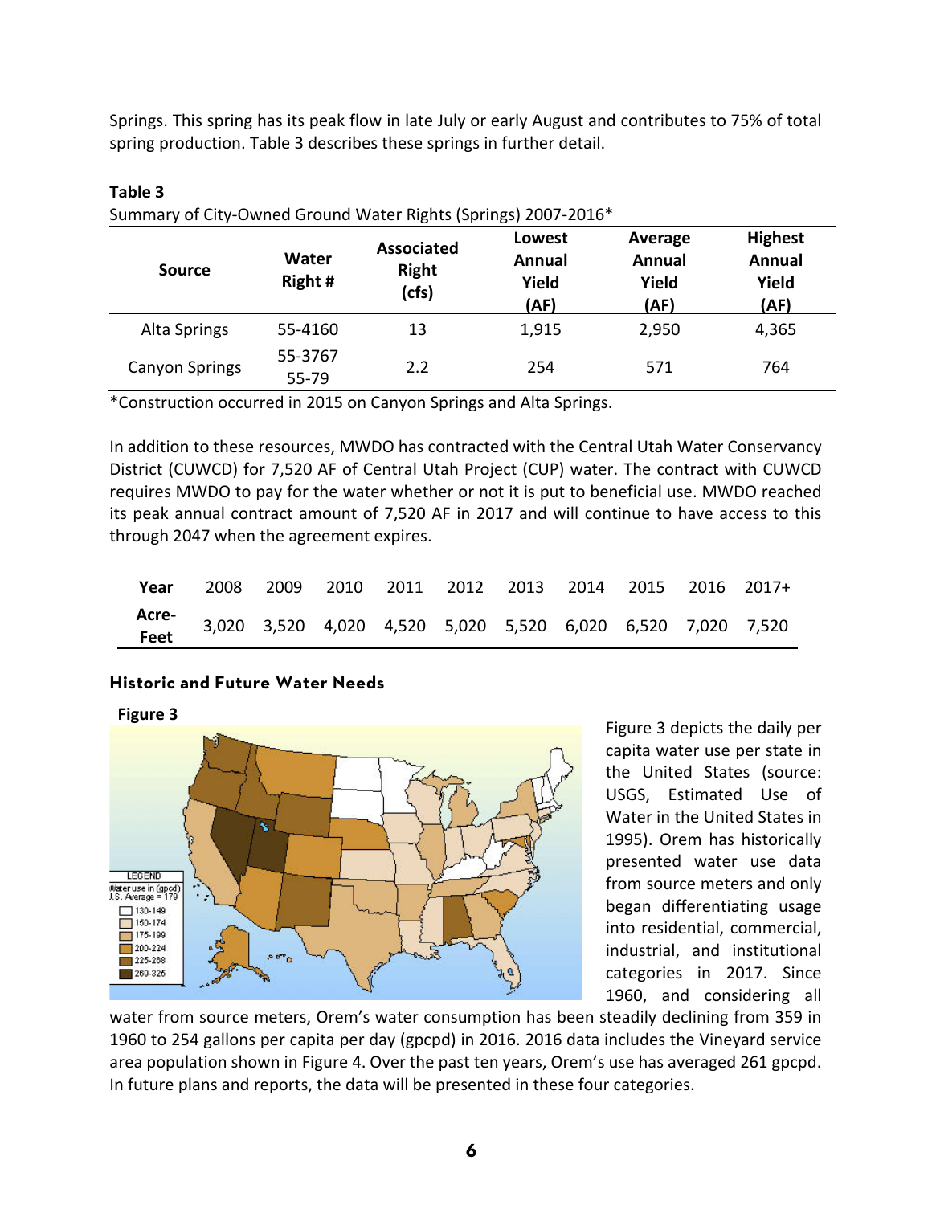Springs. This spring has its peak flow in late July or early August and contributes to 75% of total spring production. Table 3 describes these springs in further detail.

**Table 3**

Summary of City-Owned Ground Water Rights (Springs) 2007-2016*

| Source | Water Right # | Associated Right (cfs) | Lowest Annual Yield (AF) | Average Annual Yield (AF) | Highest Annual Yield (AF) |
|---|---|---|---|---|---|
| Alta Springs | 55-4160 | 13 | 1,915 | 2,950 | 4,365 |
| Canyon Springs | 55-3767<br>55-79 | 2.2 | 254 | 571 | 764 |

*Construction occurred in 2015 on Canyon Springs and Alta Springs.

In addition to these resources, MWDO has contracted with the Central Utah Water Conservancy District (CUWCD) for 7,520 AF of Central Utah Project (CUP) water. The contract with CUWCD requires MWDO to pay for the water whether or not it is put to beneficial use. MWDO reached its peak annual contract amount of 7,520 AF in 2017 and will continue to have access to this through 2047 when the agreement expires.

| Year | 2008 | 2009 | 2010 | 2011 | 2012 | 2013 | 2014 | 2015 | 2016 | 2017+ |
|---|---|---|---|---|---|---|---|---|---|---|
| Acre-Feet | 3,020 | 3,520 | 4,020 | 4,520 | 5,020 | 5,520 | 6,020 | 6,520 | 7,020 | 7,520 |

## Historic and Future Water Needs

**Figure 3**

LEGEND
Water use in (gpcd)
U.S. Average = 179
- 130-149
- 150-174
- 175-199
- 200-224
- 225-268
- 269-325

Figure 3 depicts the daily per capita water use per state in the United States (source: USGS, Estimated Use of Water in the United States in 1995). Orem has historically presented water use data from source meters and only began differentiating usage into residential, commercial, industrial, and institutional categories in 2017. Since 1960, and considering all water from source meters, Orem's water consumption has been steadily declining from 359 in 1960 to 254 gallons per capita per day (gpcpd) in 2016. 2016 data includes the Vineyard service area population shown in Figure 4. Over the past ten years, Orem's use has averaged 261 gpcpd. In future plans and reports, the data will be presented in these four categories.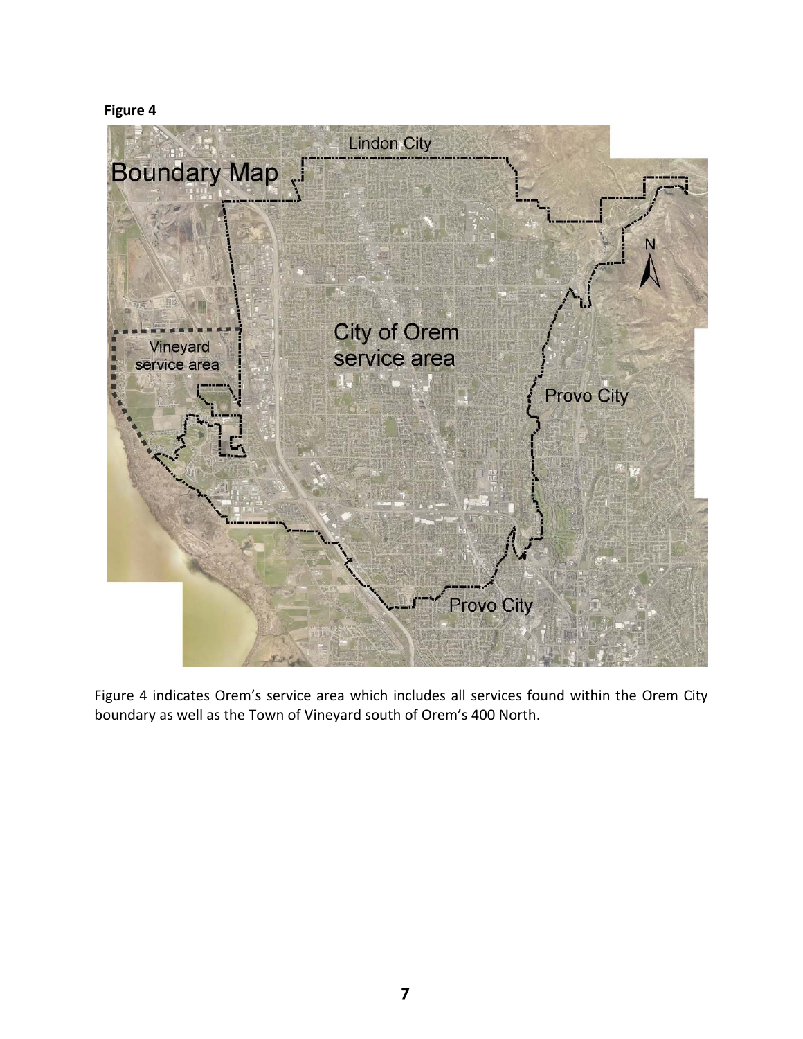**Figure 4**

Figure 4 indicates Orem's service area which includes all services found within the Orem City boundary as well as the Town of Vineyard south of Orem's 400 North.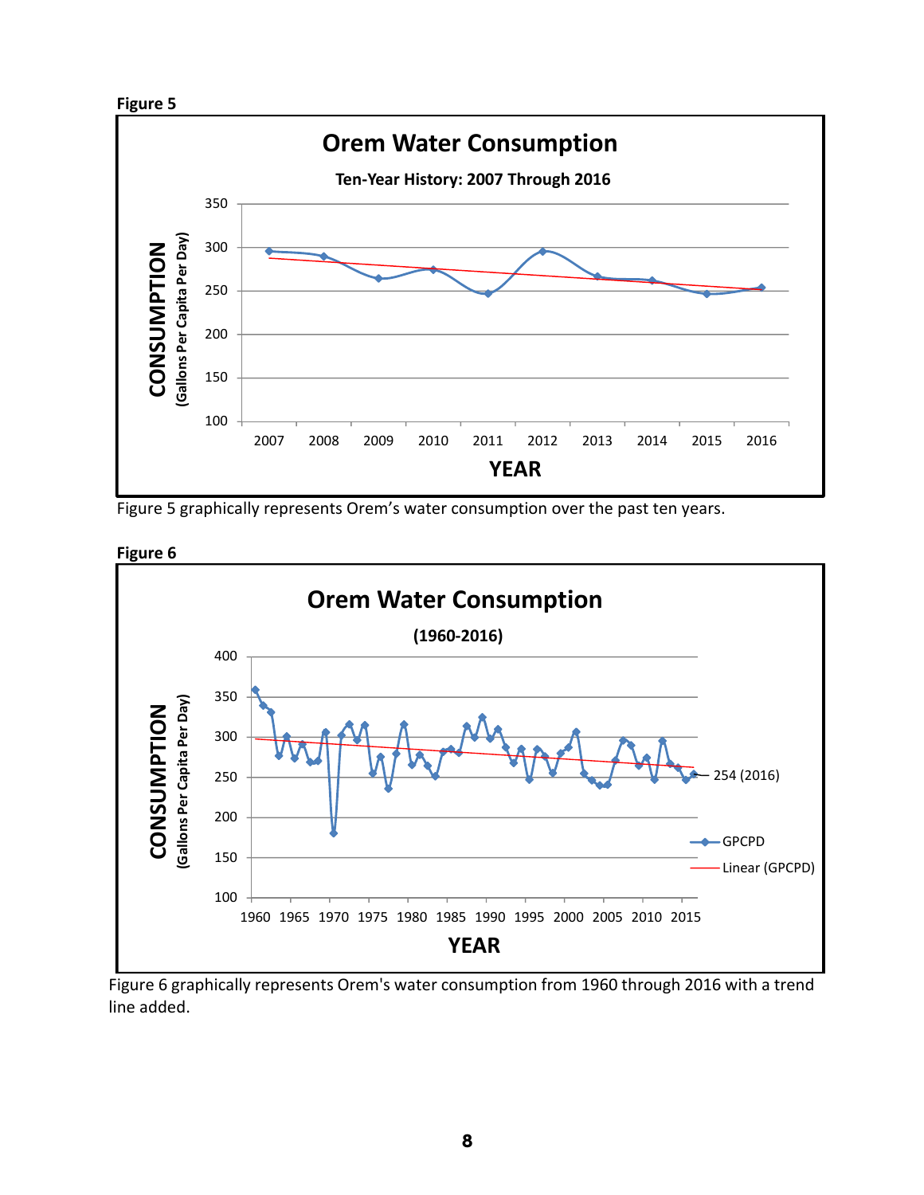**Figure 5**

Figure 5 graphically represents Orem's water consumption over the past ten years.

**Figure 6**

Figure 6 graphically represents Orem's water consumption from 1960 through 2016 with a trend line added.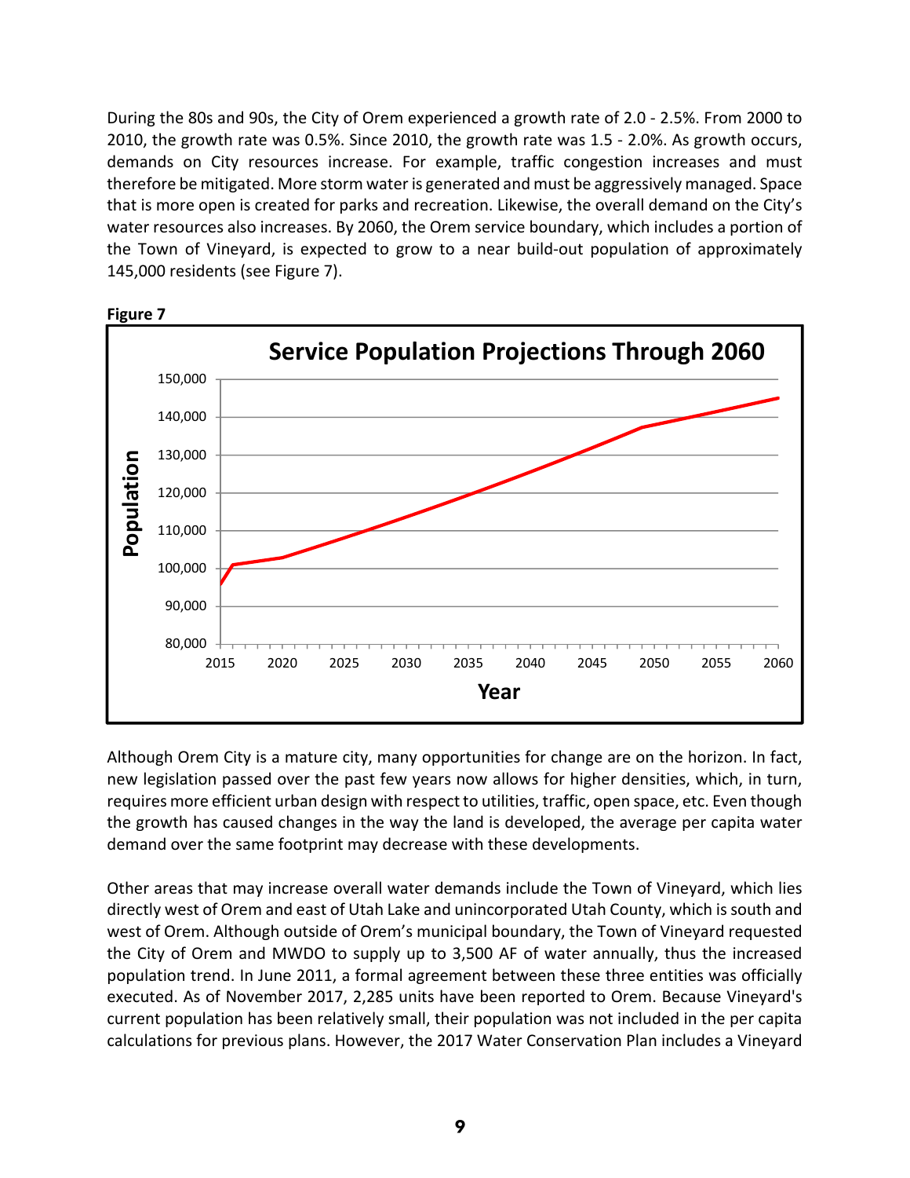During the 80s and 90s, the City of Orem experienced a growth rate of 2.0 - 2.5%. From 2000 to 2010, the growth rate was 0.5%. Since 2010, the growth rate was 1.5 - 2.0%. As growth occurs, demands on City resources increase. For example, traffic congestion increases and must therefore be mitigated. More storm water is generated and must be aggressively managed. Space that is more open is created for parks and recreation. Likewise, the overall demand on the City's water resources also increases. By 2060, the Orem service boundary, which includes a portion of the Town of Vineyard, is expected to grow to a near build-out population of approximately 145,000 residents (see Figure 7).

**Figure 7**

Although Orem City is a mature city, many opportunities for change are on the horizon. In fact, new legislation passed over the past few years now allows for higher densities, which, in turn, requires more efficient urban design with respect to utilities, traffic, open space, etc. Even though the growth has caused changes in the way the land is developed, the average per capita water demand over the same footprint may decrease with these developments.

Other areas that may increase overall water demands include the Town of Vineyard, which lies directly west of Orem and east of Utah Lake and unincorporated Utah County, which is south and west of Orem. Although outside of Orem's municipal boundary, the Town of Vineyard requested the City of Orem and MWDO to supply up to 3,500 AF of water annually, thus the increased population trend. In June 2011, a formal agreement between these three entities was officially executed. As of November 2017, 2,285 units have been reported to Orem. Because Vineyard's current population has been relatively small, their population was not included in the per capita calculations for previous plans. However, the 2017 Water Conservation Plan includes a Vineyard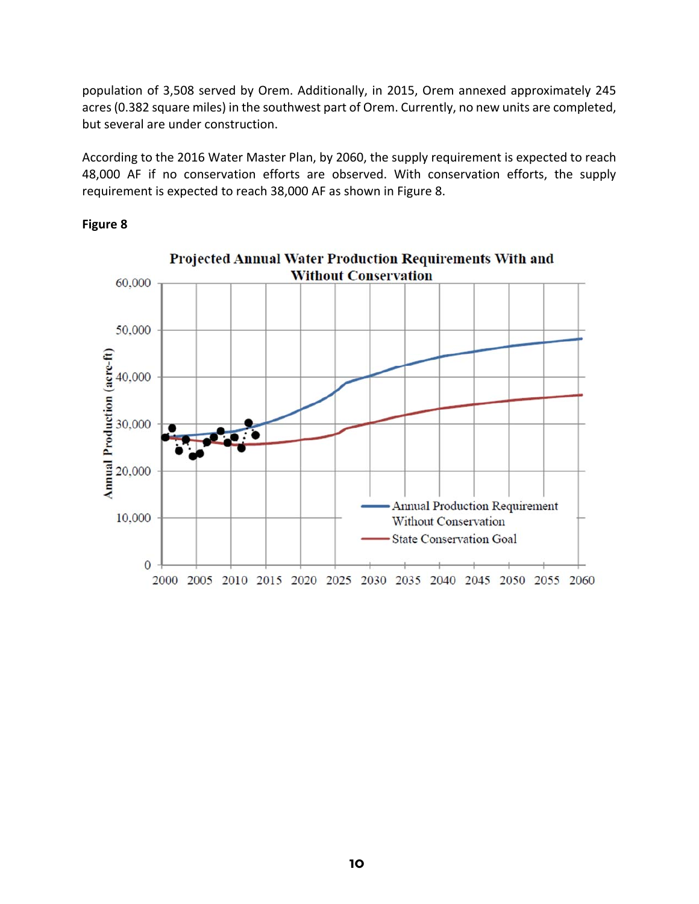population of 3,508 served by Orem. Additionally, in 2015, Orem annexed approximately 245 acres (0.382 square miles) in the southwest part of Orem. Currently, no new units are completed, but several are under construction.

According to the 2016 Water Master Plan, by 2060, the supply requirement is expected to reach 48,000 AF if no conservation efforts are observed. With conservation efforts, the supply requirement is expected to reach 38,000 AF as shown in Figure 8.

**Figure 8**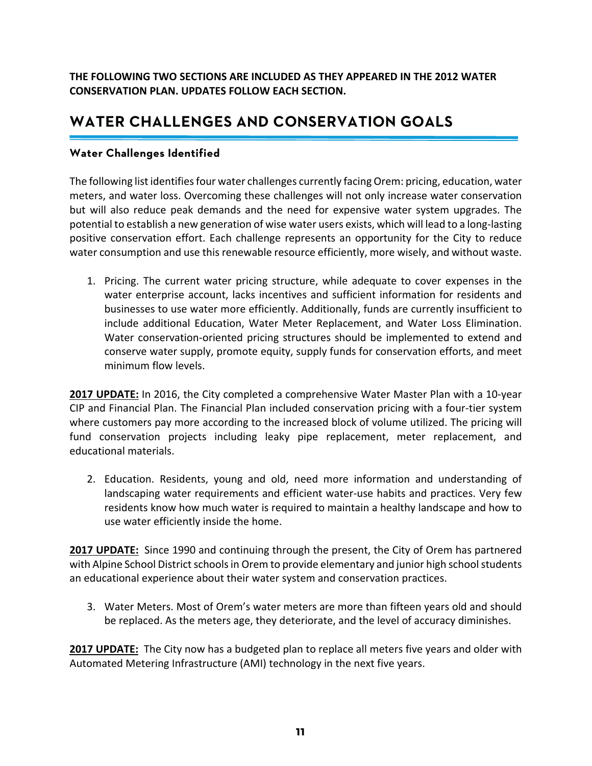**THE FOLLOWING TWO SECTIONS ARE INCLUDED AS THEY APPEARED IN THE 2012 WATER CONSERVATION PLAN. UPDATES FOLLOW EACH SECTION.**

# WATER CHALLENGES AND CONSERVATION GOALS

### Water Challenges Identified

The following list identifies four water challenges currently facing Orem: pricing, education, water meters, and water loss. Overcoming these challenges will not only increase water conservation but will also reduce peak demands and the need for expensive water system upgrades. The potential to establish a new generation of wise water users exists, which will lead to a long-lasting positive conservation effort. Each challenge represents an opportunity for the City to reduce water consumption and use this renewable resource efficiently, more wisely, and without waste.

1. Pricing. The current water pricing structure, while adequate to cover expenses in the water enterprise account, lacks incentives and sufficient information for residents and businesses to use water more efficiently. Additionally, funds are currently insufficient to include additional Education, Water Meter Replacement, and Water Loss Elimination. Water conservation-oriented pricing structures should be implemented to extend and conserve water supply, promote equity, supply funds for conservation efforts, and meet minimum flow levels.

**2017 UPDATE:** In 2016, the City completed a comprehensive Water Master Plan with a 10-year CIP and Financial Plan. The Financial Plan included conservation pricing with a four-tier system where customers pay more according to the increased block of volume utilized. The pricing will fund conservation projects including leaky pipe replacement, meter replacement, and educational materials.

2. Education. Residents, young and old, need more information and understanding of landscaping water requirements and efficient water-use habits and practices. Very few residents know how much water is required to maintain a healthy landscape and how to use water efficiently inside the home.

**2017 UPDATE:** Since 1990 and continuing through the present, the City of Orem has partnered with Alpine School District schools in Orem to provide elementary and junior high school students an educational experience about their water system and conservation practices.

3. Water Meters. Most of Orem's water meters are more than fifteen years old and should be replaced. As the meters age, they deteriorate, and the level of accuracy diminishes.

**2017 UPDATE:** The City now has a budgeted plan to replace all meters five years and older with Automated Metering Infrastructure (AMI) technology in the next five years.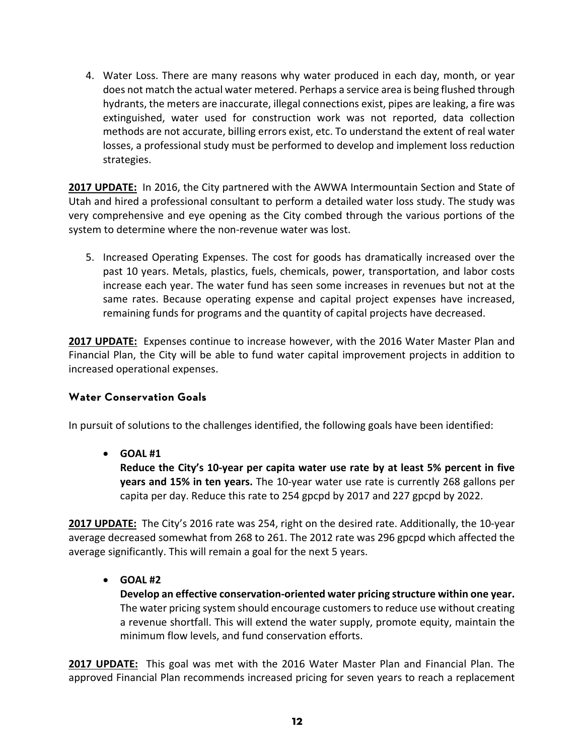4. Water Loss. There are many reasons why water produced in each day, month, or year does not match the actual water metered. Perhaps a service area is being flushed through hydrants, the meters are inaccurate, illegal connections exist, pipes are leaking, a fire was extinguished, water used for construction work was not reported, data collection methods are not accurate, billing errors exist, etc. To understand the extent of real water losses, a professional study must be performed to develop and implement loss reduction strategies.

**2017 UPDATE:** In 2016, the City partnered with the AWWA Intermountain Section and State of Utah and hired a professional consultant to perform a detailed water loss study. The study was very comprehensive and eye opening as the City combed through the various portions of the system to determine where the non-revenue water was lost.

5. Increased Operating Expenses. The cost for goods has dramatically increased over the past 10 years. Metals, plastics, fuels, chemicals, power, transportation, and labor costs increase each year. The water fund has seen some increases in revenues but not at the same rates. Because operating expense and capital project expenses have increased, remaining funds for programs and the quantity of capital projects have decreased.

**2017 UPDATE:** Expenses continue to increase however, with the 2016 Water Master Plan and Financial Plan, the City will be able to fund water capital improvement projects in addition to increased operational expenses.

### Water Conservation Goals

In pursuit of solutions to the challenges identified, the following goals have been identified:

- **GOAL #1**
  **Reduce the City's 10-year per capita water use rate by at least 5% percent in five years and 15% in ten years.** The 10-year water use rate is currently 268 gallons per capita per day. Reduce this rate to 254 gpcpd by 2017 and 227 gpcpd by 2022.

**2017 UPDATE:** The City's 2016 rate was 254, right on the desired rate. Additionally, the 10-year average decreased somewhat from 268 to 261. The 2012 rate was 296 gpcpd which affected the average significantly. This will remain a goal for the next 5 years.

- **GOAL #2**
  **Develop an effective conservation-oriented water pricing structure within one year.** The water pricing system should encourage customers to reduce use without creating a revenue shortfall. This will extend the water supply, promote equity, maintain the minimum flow levels, and fund conservation efforts.

**2017 UPDATE:** This goal was met with the 2016 Water Master Plan and Financial Plan. The approved Financial Plan recommends increased pricing for seven years to reach a replacement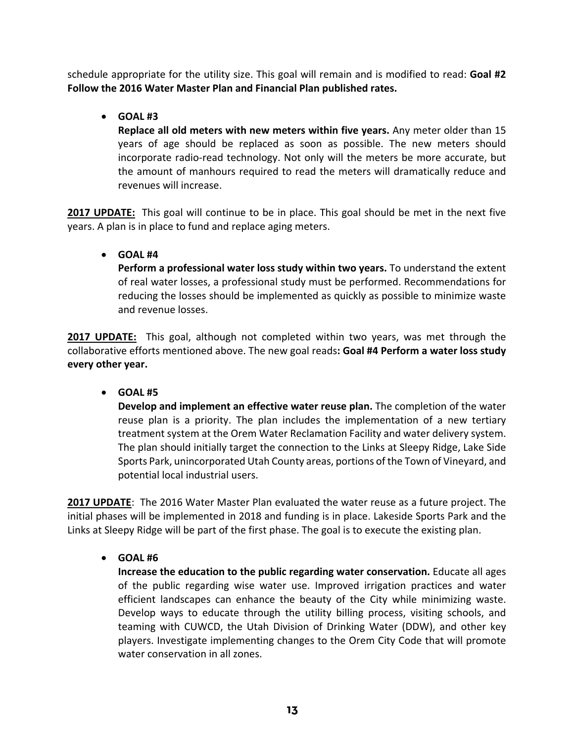schedule appropriate for the utility size. This goal will remain and is modified to read: **Goal #2 Follow the 2016 Water Master Plan and Financial Plan published rates.**

- **GOAL #3**

  **Replace all old meters with new meters within five years.** Any meter older than 15 years of age should be replaced as soon as possible. The new meters should incorporate radio-read technology. Not only will the meters be more accurate, but the amount of manhours required to read the meters will dramatically reduce and revenues will increase.

**2017 UPDATE:** This goal will continue to be in place. This goal should be met in the next five years. A plan is in place to fund and replace aging meters.

- **GOAL #4**

  **Perform a professional water loss study within two years.** To understand the extent of real water losses, a professional study must be performed. Recommendations for reducing the losses should be implemented as quickly as possible to minimize waste and revenue losses.

**2017 UPDATE:** This goal, although not completed within two years, was met through the collaborative efforts mentioned above. The new goal reads**: Goal #4 Perform a water loss study every other year.**

- **GOAL #5**

  **Develop and implement an effective water reuse plan.** The completion of the water reuse plan is a priority. The plan includes the implementation of a new tertiary treatment system at the Orem Water Reclamation Facility and water delivery system. The plan should initially target the connection to the Links at Sleepy Ridge, Lake Side Sports Park, unincorporated Utah County areas, portions of the Town of Vineyard, and potential local industrial users.

**2017 UPDATE**: The 2016 Water Master Plan evaluated the water reuse as a future project. The initial phases will be implemented in 2018 and funding is in place. Lakeside Sports Park and the Links at Sleepy Ridge will be part of the first phase. The goal is to execute the existing plan.

- **GOAL #6**

  **Increase the education to the public regarding water conservation.** Educate all ages of the public regarding wise water use. Improved irrigation practices and water efficient landscapes can enhance the beauty of the City while minimizing waste. Develop ways to educate through the utility billing process, visiting schools, and teaming with CUWCD, the Utah Division of Drinking Water (DDW), and other key players. Investigate implementing changes to the Orem City Code that will promote water conservation in all zones.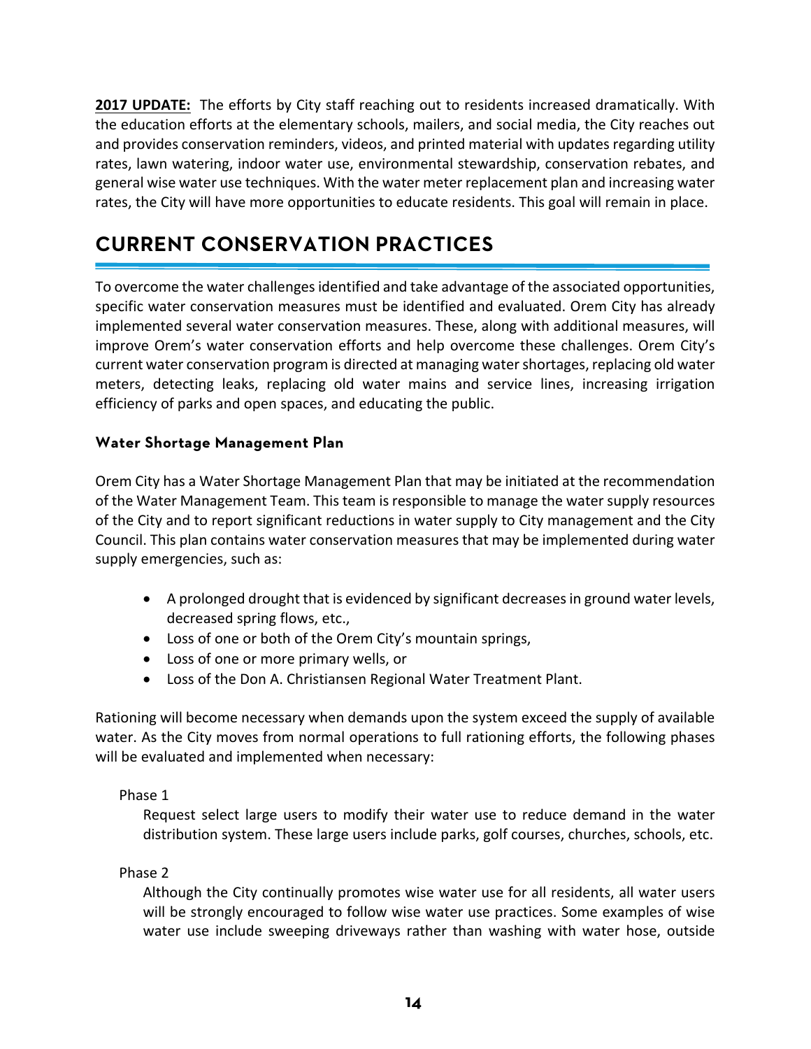**2017 UPDATE:** The efforts by City staff reaching out to residents increased dramatically. With the education efforts at the elementary schools, mailers, and social media, the City reaches out and provides conservation reminders, videos, and printed material with updates regarding utility rates, lawn watering, indoor water use, environmental stewardship, conservation rebates, and general wise water use techniques. With the water meter replacement plan and increasing water rates, the City will have more opportunities to educate residents. This goal will remain in place.

## CURRENT CONSERVATION PRACTICES

To overcome the water challenges identified and take advantage of the associated opportunities, specific water conservation measures must be identified and evaluated. Orem City has already implemented several water conservation measures. These, along with additional measures, will improve Orem's water conservation efforts and help overcome these challenges. Orem City's current water conservation program is directed at managing water shortages, replacing old water meters, detecting leaks, replacing old water mains and service lines, increasing irrigation efficiency of parks and open spaces, and educating the public.

### Water Shortage Management Plan

Orem City has a Water Shortage Management Plan that may be initiated at the recommendation of the Water Management Team. This team is responsible to manage the water supply resources of the City and to report significant reductions in water supply to City management and the City Council. This plan contains water conservation measures that may be implemented during water supply emergencies, such as:

- A prolonged drought that is evidenced by significant decreases in ground water levels, decreased spring flows, etc.,
- Loss of one or both of the Orem City's mountain springs,
- Loss of one or more primary wells, or
- Loss of the Don A. Christiansen Regional Water Treatment Plant.

Rationing will become necessary when demands upon the system exceed the supply of available water. As the City moves from normal operations to full rationing efforts, the following phases will be evaluated and implemented when necessary:

Phase 1

Request select large users to modify their water use to reduce demand in the water distribution system. These large users include parks, golf courses, churches, schools, etc.

Phase 2

Although the City continually promotes wise water use for all residents, all water users will be strongly encouraged to follow wise water use practices. Some examples of wise water use include sweeping driveways rather than washing with water hose, outside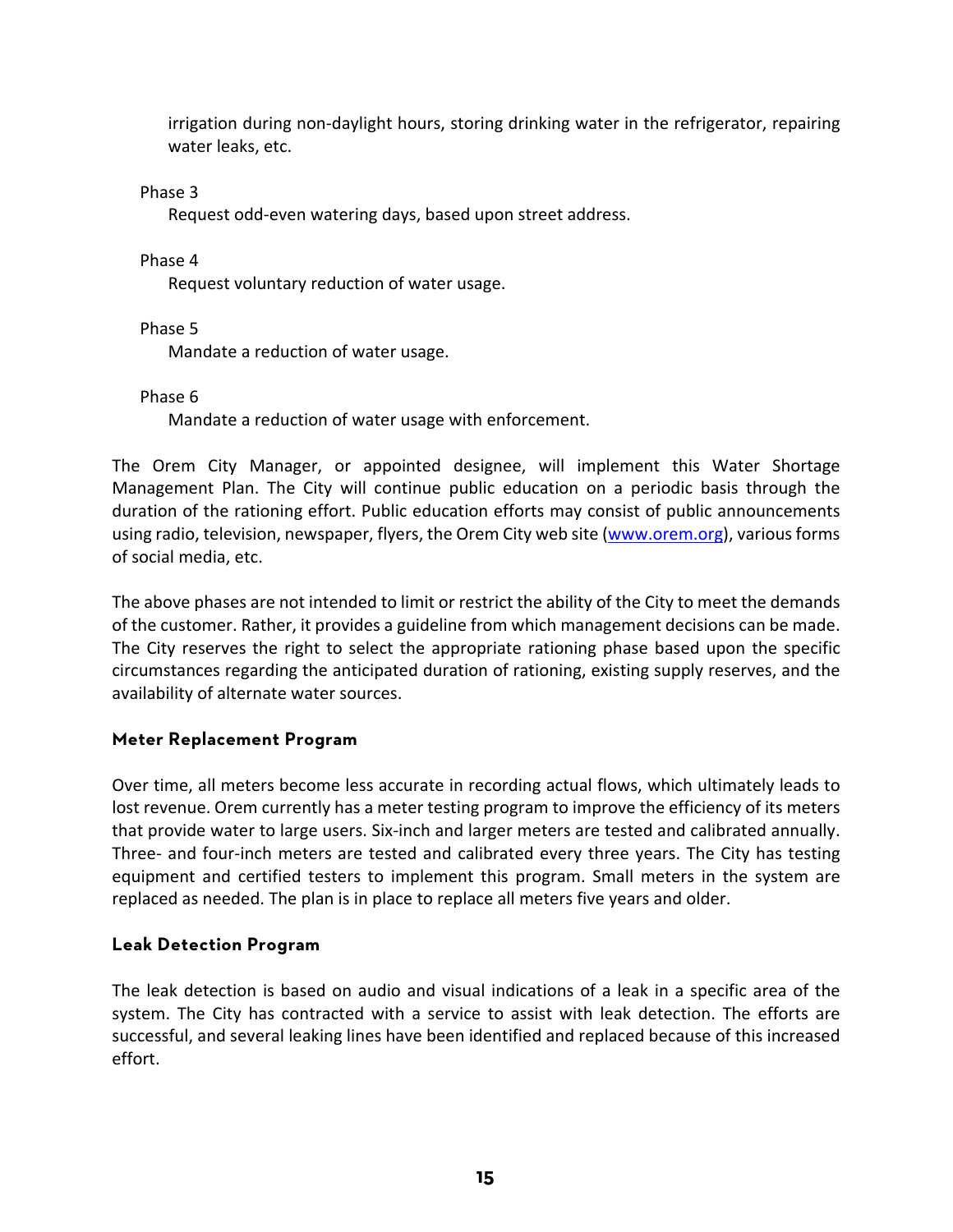irrigation during non-daylight hours, storing drinking water in the refrigerator, repairing water leaks, etc.

Phase 3

Request odd-even watering days, based upon street address.

Phase 4

Request voluntary reduction of water usage.

Phase 5

Mandate a reduction of water usage.

Phase 6

Mandate a reduction of water usage with enforcement.

The Orem City Manager, or appointed designee, will implement this Water Shortage Management Plan. The City will continue public education on a periodic basis through the duration of the rationing effort. Public education efforts may consist of public announcements using radio, television, newspaper, flyers, the Orem City web site (www.orem.org), various forms of social media, etc.

The above phases are not intended to limit or restrict the ability of the City to meet the demands of the customer. Rather, it provides a guideline from which management decisions can be made. The City reserves the right to select the appropriate rationing phase based upon the specific circumstances regarding the anticipated duration of rationing, existing supply reserves, and the availability of alternate water sources.

### Meter Replacement Program

Over time, all meters become less accurate in recording actual flows, which ultimately leads to lost revenue. Orem currently has a meter testing program to improve the efficiency of its meters that provide water to large users. Six-inch and larger meters are tested and calibrated annually. Three- and four-inch meters are tested and calibrated every three years. The City has testing equipment and certified testers to implement this program. Small meters in the system are replaced as needed. The plan is in place to replace all meters five years and older.

### Leak Detection Program

The leak detection is based on audio and visual indications of a leak in a specific area of the system. The City has contracted with a service to assist with leak detection. The efforts are successful, and several leaking lines have been identified and replaced because of this increased effort.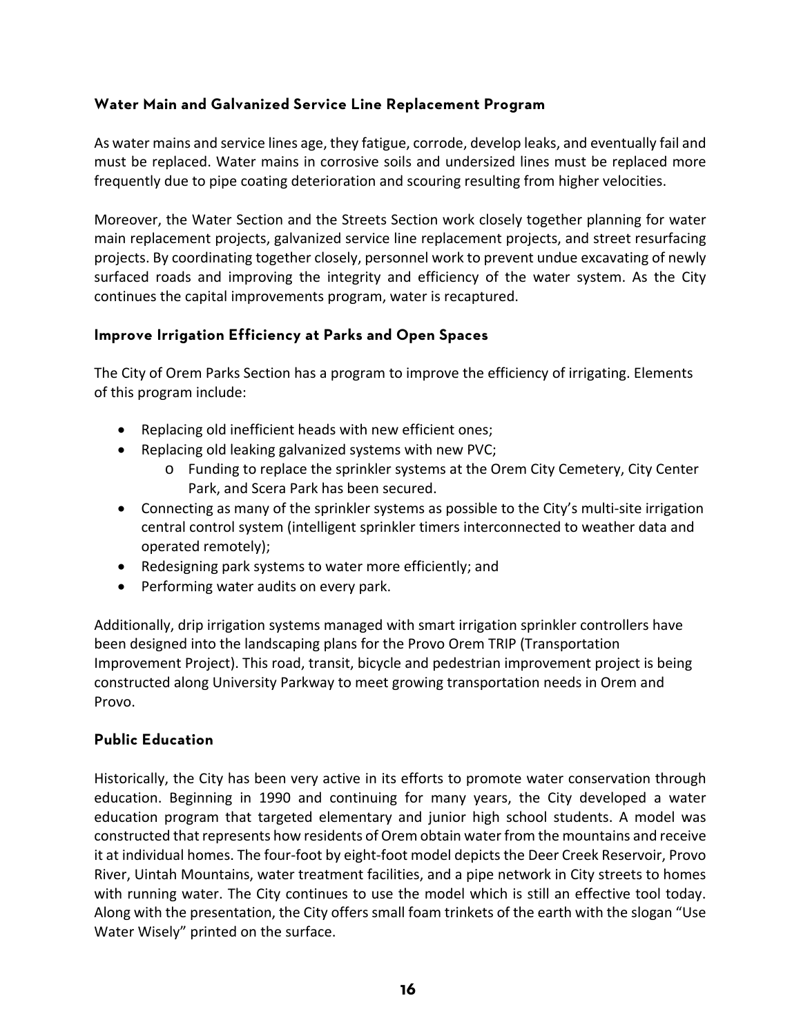### Water Main and Galvanized Service Line Replacement Program

As water mains and service lines age, they fatigue, corrode, develop leaks, and eventually fail and must be replaced. Water mains in corrosive soils and undersized lines must be replaced more frequently due to pipe coating deterioration and scouring resulting from higher velocities.

Moreover, the Water Section and the Streets Section work closely together planning for water main replacement projects, galvanized service line replacement projects, and street resurfacing projects. By coordinating together closely, personnel work to prevent undue excavating of newly surfaced roads and improving the integrity and efficiency of the water system. As the City continues the capital improvements program, water is recaptured.

### Improve Irrigation Efficiency at Parks and Open Spaces

The City of Orem Parks Section has a program to improve the efficiency of irrigating. Elements of this program include:

- Replacing old inefficient heads with new efficient ones;
- Replacing old leaking galvanized systems with new PVC;
  - Funding to replace the sprinkler systems at the Orem City Cemetery, City Center Park, and Scera Park has been secured.
- Connecting as many of the sprinkler systems as possible to the City's multi-site irrigation central control system (intelligent sprinkler timers interconnected to weather data and operated remotely);
- Redesigning park systems to water more efficiently; and
- Performing water audits on every park.

Additionally, drip irrigation systems managed with smart irrigation sprinkler controllers have been designed into the landscaping plans for the Provo Orem TRIP (Transportation Improvement Project). This road, transit, bicycle and pedestrian improvement project is being constructed along University Parkway to meet growing transportation needs in Orem and Provo.

### Public Education

Historically, the City has been very active in its efforts to promote water conservation through education. Beginning in 1990 and continuing for many years, the City developed a water education program that targeted elementary and junior high school students. A model was constructed that represents how residents of Orem obtain water from the mountains and receive it at individual homes. The four-foot by eight-foot model depicts the Deer Creek Reservoir, Provo River, Uintah Mountains, water treatment facilities, and a pipe network in City streets to homes with running water. The City continues to use the model which is still an effective tool today. Along with the presentation, the City offers small foam trinkets of the earth with the slogan "Use Water Wisely" printed on the surface.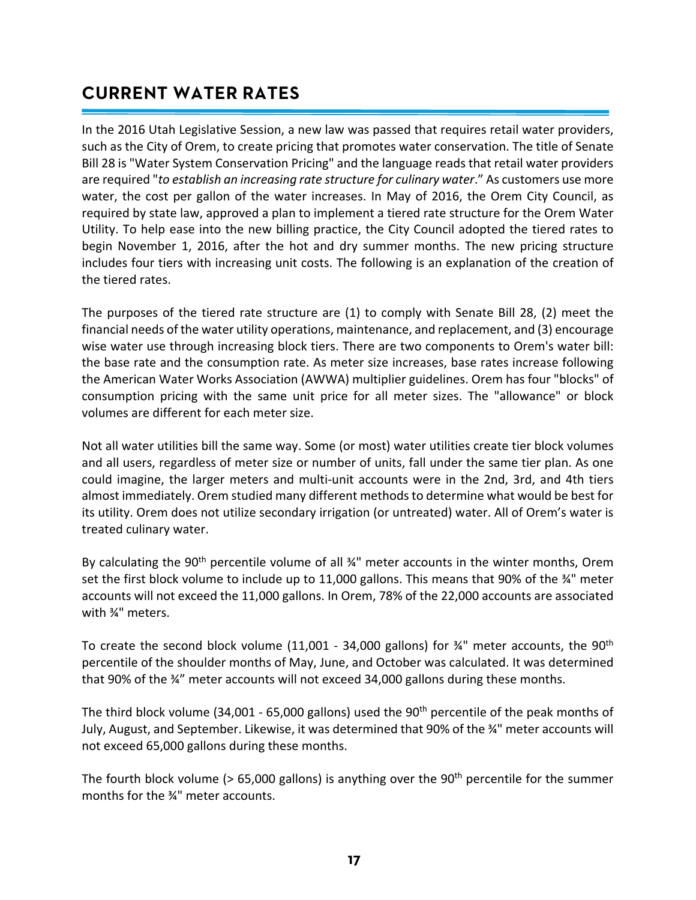## CURRENT WATER RATES

In the 2016 Utah Legislative Session, a new law was passed that requires retail water providers, such as the City of Orem, to create pricing that promotes water conservation. The title of Senate Bill 28 is "Water System Conservation Pricing" and the language reads that retail water providers are required "*to establish an increasing rate structure for culinary water*." As customers use more water, the cost per gallon of the water increases. In May of 2016, the Orem City Council, as required by state law, approved a plan to implement a tiered rate structure for the Orem Water Utility. To help ease into the new billing practice, the City Council adopted the tiered rates to begin November 1, 2016, after the hot and dry summer months. The new pricing structure includes four tiers with increasing unit costs. The following is an explanation of the creation of the tiered rates.

The purposes of the tiered rate structure are (1) to comply with Senate Bill 28, (2) meet the financial needs of the water utility operations, maintenance, and replacement, and (3) encourage wise water use through increasing block tiers. There are two components to Orem's water bill: the base rate and the consumption rate. As meter size increases, base rates increase following the American Water Works Association (AWWA) multiplier guidelines. Orem has four "blocks" of consumption pricing with the same unit price for all meter sizes. The "allowance" or block volumes are different for each meter size.

Not all water utilities bill the same way. Some (or most) water utilities create tier block volumes and all users, regardless of meter size or number of units, fall under the same tier plan. As one could imagine, the larger meters and multi-unit accounts were in the 2nd, 3rd, and 4th tiers almost immediately. Orem studied many different methods to determine what would be best for its utility. Orem does not utilize secondary irrigation (or untreated) water. All of Orem's water is treated culinary water.

By calculating the 90th percentile volume of all ¾" meter accounts in the winter months, Orem set the first block volume to include up to 11,000 gallons. This means that 90% of the ¾" meter accounts will not exceed the 11,000 gallons. In Orem, 78% of the 22,000 accounts are associated with ¾" meters.

To create the second block volume (11,001 - 34,000 gallons) for ¾" meter accounts, the 90th percentile of the shoulder months of May, June, and October was calculated. It was determined that 90% of the ¾" meter accounts will not exceed 34,000 gallons during these months.

The third block volume (34,001 - 65,000 gallons) used the 90th percentile of the peak months of July, August, and September. Likewise, it was determined that 90% of the ¾" meter accounts will not exceed 65,000 gallons during these months.

The fourth block volume (> 65,000 gallons) is anything over the 90th percentile for the summer months for the ¾" meter accounts.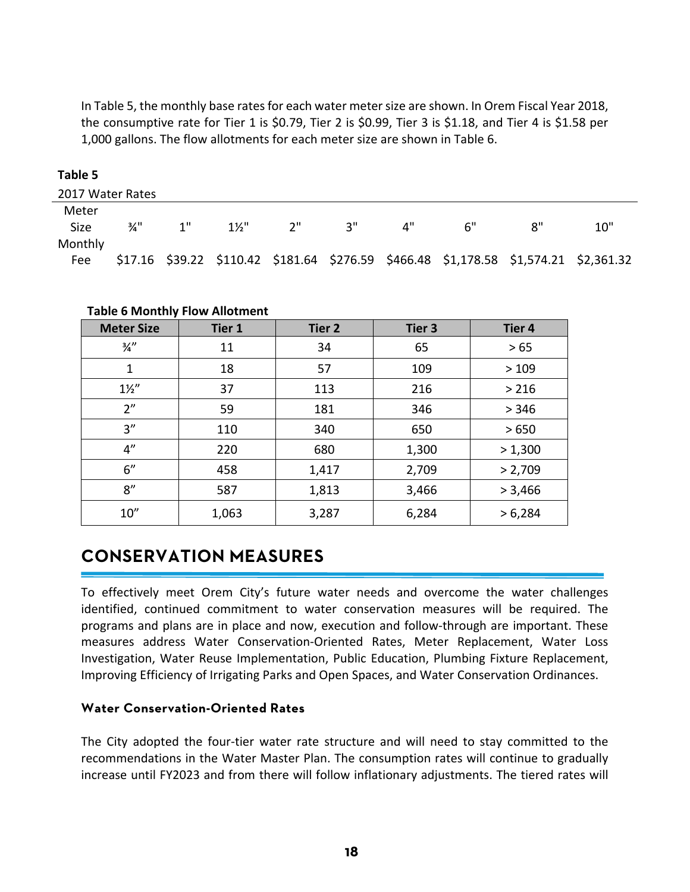In Table 5, the monthly base rates for each water meter size are shown. In Orem Fiscal Year 2018, the consumptive rate for Tier 1 is $0.79, Tier 2 is $0.99, Tier 3 is $1.18, and Tier 4 is $1.58 per 1,000 gallons. The flow allotments for each meter size are shown in Table 6.

**Table 5**

2017 Water Rates

| Meter Size | ¾" | 1" | 1½" | 2" | 3" | 4" | 6" | 8" | 10" |
|---|---|---|---|---|---|---|---|---|---|
| Monthly Fee | $17.16 | $39.22 | $110.42 | $181.64 | $276.59 | $466.48 | $1,178.58 | $1,574.21 | $2,361.32 |

**Table 6 Monthly Flow Allotment**

| Meter Size | Tier 1 | Tier 2 | Tier 3 | Tier 4 |
|---|---|---|---|---|
| ¾” | 11 | 34 | 65 | > 65 |
| 1 | 18 | 57 | 109 | > 109 |
| 1½” | 37 | 113 | 216 | > 216 |
| 2” | 59 | 181 | 346 | > 346 |
| 3” | 110 | 340 | 650 | > 650 |
| 4” | 220 | 680 | 1,300 | > 1,300 |
| 6” | 458 | 1,417 | 2,709 | > 2,709 |
| 8” | 587 | 1,813 | 3,466 | > 3,466 |
| 10” | 1,063 | 3,287 | 6,284 | > 6,284 |

## CONSERVATION MEASURES

To effectively meet Orem City’s future water needs and overcome the water challenges identified, continued commitment to water conservation measures will be required. The programs and plans are in place and now, execution and follow-through are important. These measures address Water Conservation-Oriented Rates, Meter Replacement, Water Loss Investigation, Water Reuse Implementation, Public Education, Plumbing Fixture Replacement, Improving Efficiency of Irrigating Parks and Open Spaces, and Water Conservation Ordinances.

### Water Conservation-Oriented Rates

The City adopted the four-tier water rate structure and will need to stay committed to the recommendations in the Water Master Plan. The consumption rates will continue to gradually increase until FY2023 and from there will follow inflationary adjustments. The tiered rates will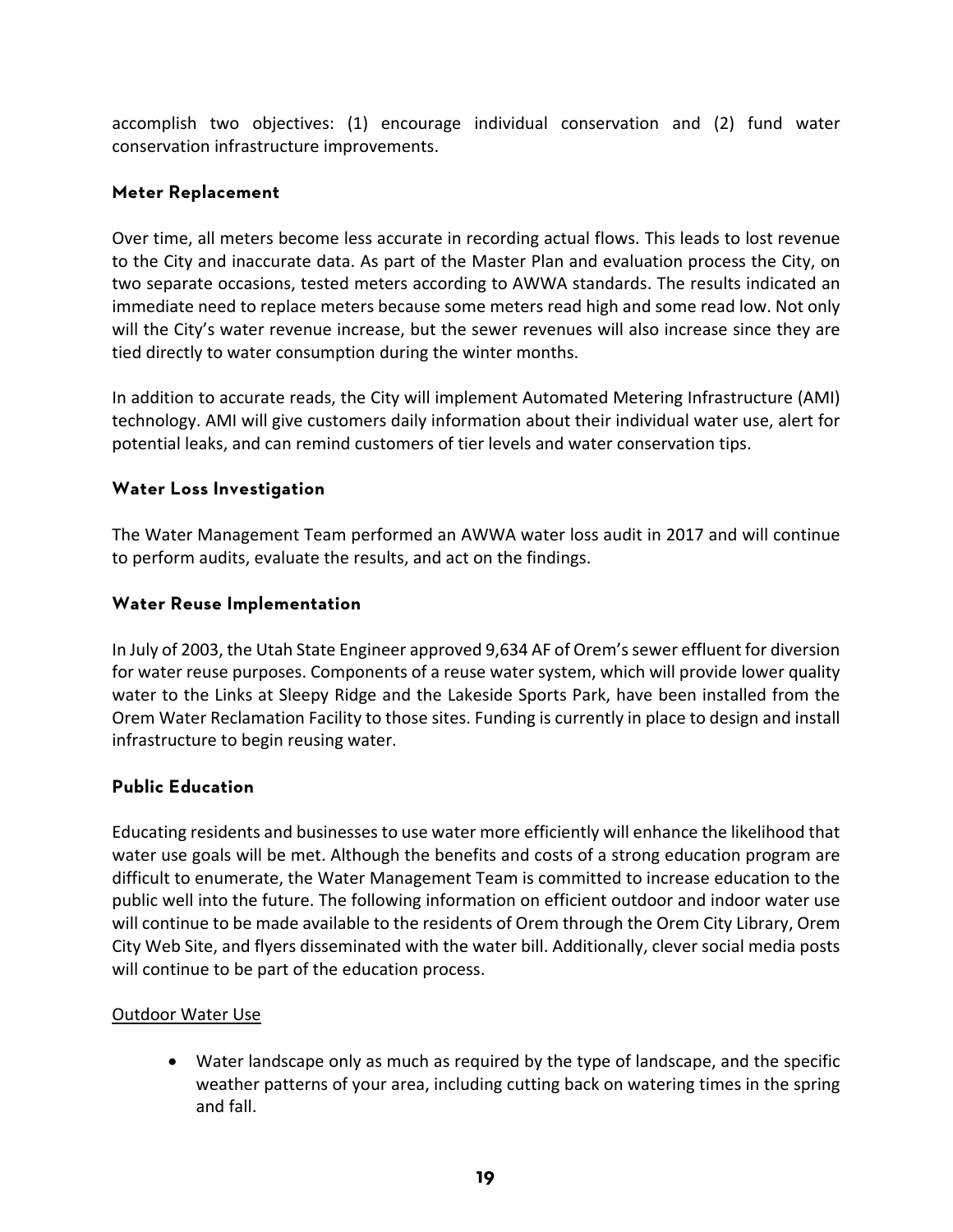accomplish two objectives: (1) encourage individual conservation and (2) fund water conservation infrastructure improvements.

### Meter Replacement

Over time, all meters become less accurate in recording actual flows. This leads to lost revenue to the City and inaccurate data. As part of the Master Plan and evaluation process the City, on two separate occasions, tested meters according to AWWA standards. The results indicated an immediate need to replace meters because some meters read high and some read low. Not only will the City's water revenue increase, but the sewer revenues will also increase since they are tied directly to water consumption during the winter months.

In addition to accurate reads, the City will implement Automated Metering Infrastructure (AMI) technology. AMI will give customers daily information about their individual water use, alert for potential leaks, and can remind customers of tier levels and water conservation tips.

### Water Loss Investigation

The Water Management Team performed an AWWA water loss audit in 2017 and will continue to perform audits, evaluate the results, and act on the findings.

### Water Reuse Implementation

In July of 2003, the Utah State Engineer approved 9,634 AF of Orem's sewer effluent for diversion for water reuse purposes. Components of a reuse water system, which will provide lower quality water to the Links at Sleepy Ridge and the Lakeside Sports Park, have been installed from the Orem Water Reclamation Facility to those sites. Funding is currently in place to design and install infrastructure to begin reusing water.

### Public Education

Educating residents and businesses to use water more efficiently will enhance the likelihood that water use goals will be met. Although the benefits and costs of a strong education program are difficult to enumerate, the Water Management Team is committed to increase education to the public well into the future. The following information on efficient outdoor and indoor water use will continue to be made available to the residents of Orem through the Orem City Library, Orem City Web Site, and flyers disseminated with the water bill. Additionally, clever social media posts will continue to be part of the education process.

<u>Outdoor Water Use</u>

- Water landscape only as much as required by the type of landscape, and the specific weather patterns of your area, including cutting back on watering times in the spring and fall.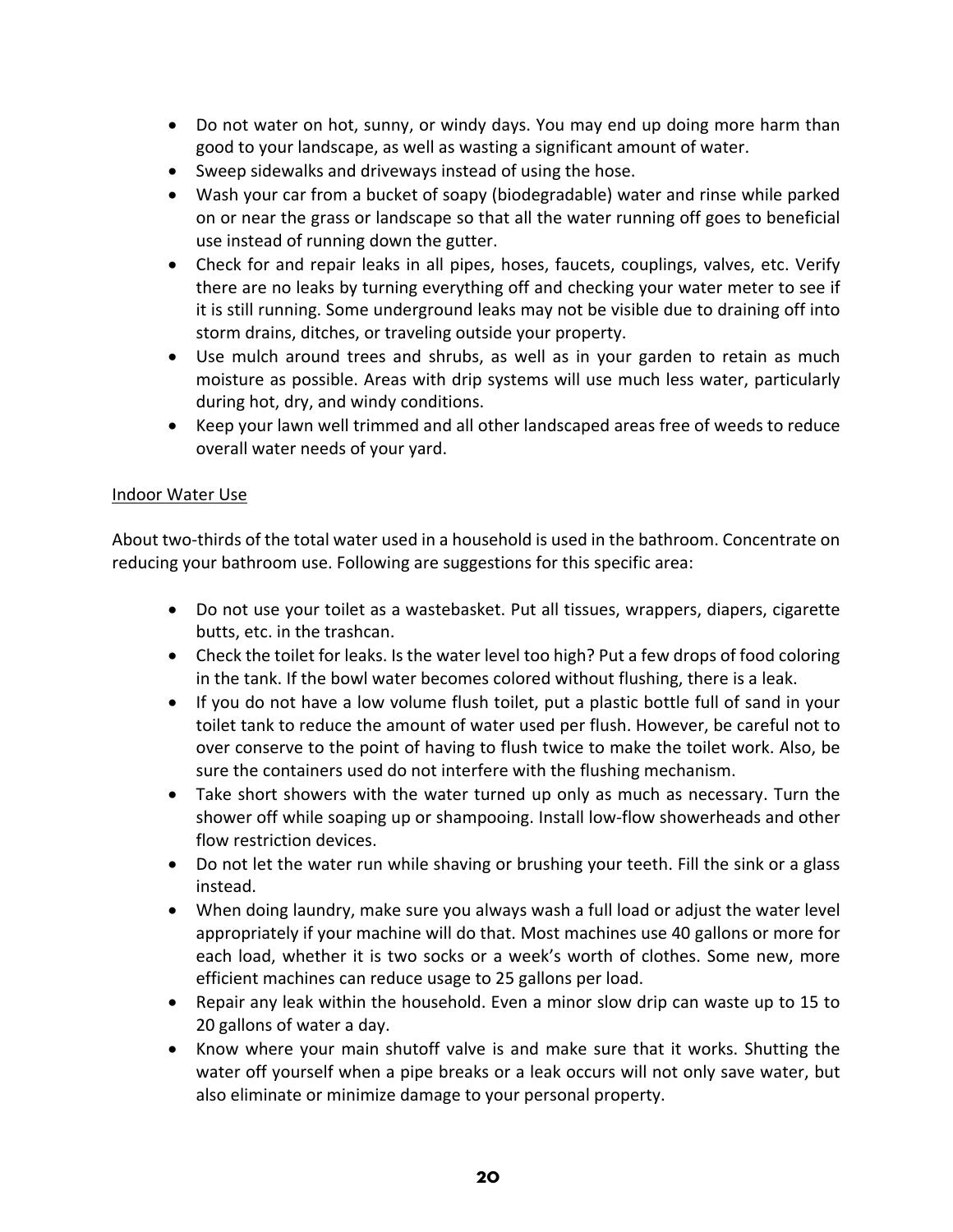- Do not water on hot, sunny, or windy days. You may end up doing more harm than good to your landscape, as well as wasting a significant amount of water.
- Sweep sidewalks and driveways instead of using the hose.
- Wash your car from a bucket of soapy (biodegradable) water and rinse while parked on or near the grass or landscape so that all the water running off goes to beneficial use instead of running down the gutter.
- Check for and repair leaks in all pipes, hoses, faucets, couplings, valves, etc. Verify there are no leaks by turning everything off and checking your water meter to see if it is still running. Some underground leaks may not be visible due to draining off into storm drains, ditches, or traveling outside your property.
- Use mulch around trees and shrubs, as well as in your garden to retain as much moisture as possible. Areas with drip systems will use much less water, particularly during hot, dry, and windy conditions.
- Keep your lawn well trimmed and all other landscaped areas free of weeds to reduce overall water needs of your yard.

<u>Indoor Water Use</u>

About two-thirds of the total water used in a household is used in the bathroom. Concentrate on reducing your bathroom use. Following are suggestions for this specific area:

- Do not use your toilet as a wastebasket. Put all tissues, wrappers, diapers, cigarette butts, etc. in the trashcan.
- Check the toilet for leaks. Is the water level too high? Put a few drops of food coloring in the tank. If the bowl water becomes colored without flushing, there is a leak.
- If you do not have a low volume flush toilet, put a plastic bottle full of sand in your toilet tank to reduce the amount of water used per flush. However, be careful not to over conserve to the point of having to flush twice to make the toilet work. Also, be sure the containers used do not interfere with the flushing mechanism.
- Take short showers with the water turned up only as much as necessary. Turn the shower off while soaping up or shampooing. Install low-flow showerheads and other flow restriction devices.
- Do not let the water run while shaving or brushing your teeth. Fill the sink or a glass instead.
- When doing laundry, make sure you always wash a full load or adjust the water level appropriately if your machine will do that. Most machines use 40 gallons or more for each load, whether it is two socks or a week's worth of clothes. Some new, more efficient machines can reduce usage to 25 gallons per load.
- Repair any leak within the household. Even a minor slow drip can waste up to 15 to 20 gallons of water a day.
- Know where your main shutoff valve is and make sure that it works. Shutting the water off yourself when a pipe breaks or a leak occurs will not only save water, but also eliminate or minimize damage to your personal property.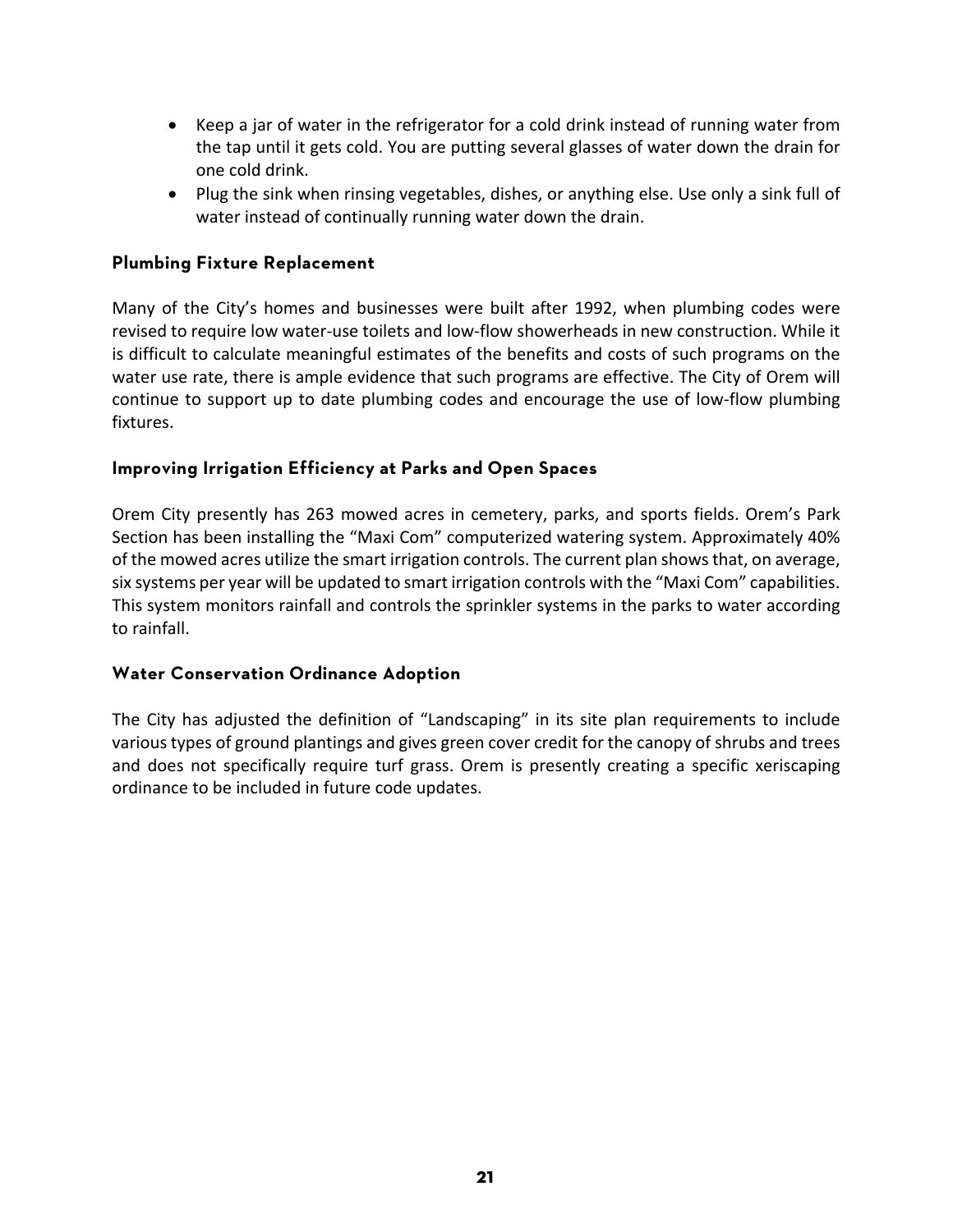- Keep a jar of water in the refrigerator for a cold drink instead of running water from the tap until it gets cold. You are putting several glasses of water down the drain for one cold drink.
- Plug the sink when rinsing vegetables, dishes, or anything else. Use only a sink full of water instead of continually running water down the drain.

### Plumbing Fixture Replacement

Many of the City's homes and businesses were built after 1992, when plumbing codes were revised to require low water-use toilets and low-flow showerheads in new construction. While it is difficult to calculate meaningful estimates of the benefits and costs of such programs on the water use rate, there is ample evidence that such programs are effective. The City of Orem will continue to support up to date plumbing codes and encourage the use of low-flow plumbing fixtures.

### Improving Irrigation Efficiency at Parks and Open Spaces

Orem City presently has 263 mowed acres in cemetery, parks, and sports fields. Orem's Park Section has been installing the "Maxi Com" computerized watering system. Approximately 40% of the mowed acres utilize the smart irrigation controls. The current plan shows that, on average, six systems per year will be updated to smart irrigation controls with the "Maxi Com" capabilities. This system monitors rainfall and controls the sprinkler systems in the parks to water according to rainfall.

### Water Conservation Ordinance Adoption

The City has adjusted the definition of "Landscaping" in its site plan requirements to include various types of ground plantings and gives green cover credit for the canopy of shrubs and trees and does not specifically require turf grass. Orem is presently creating a specific xeriscaping ordinance to be included in future code updates.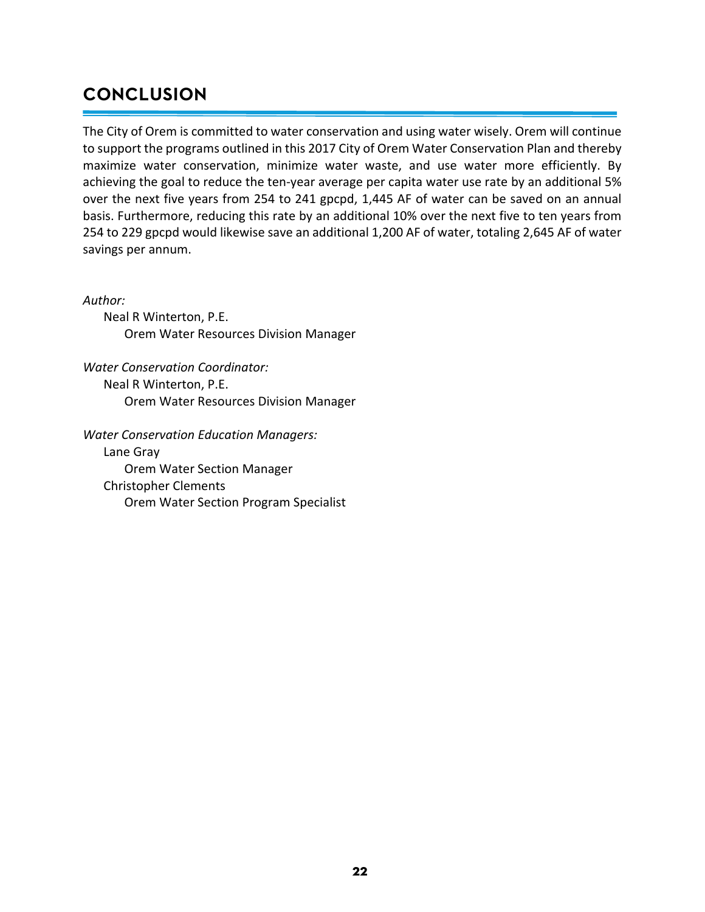## CONCLUSION

The City of Orem is committed to water conservation and using water wisely. Orem will continue to support the programs outlined in this 2017 City of Orem Water Conservation Plan and thereby maximize water conservation, minimize water waste, and use water more efficiently. By achieving the goal to reduce the ten-year average per capita water use rate by an additional 5% over the next five years from 254 to 241 gpcpd, 1,445 AF of water can be saved on an annual basis. Furthermore, reducing this rate by an additional 10% over the next five to ten years from 254 to 229 gpcpd would likewise save an additional 1,200 AF of water, totaling 2,645 AF of water savings per annum.

*Author:*

Neal R Winterton, P.E.
Orem Water Resources Division Manager

*Water Conservation Coordinator:*

Neal R Winterton, P.E.
Orem Water Resources Division Manager

*Water Conservation Education Managers:*

Lane Gray
Orem Water Section Manager

Christopher Clements
Orem Water Section Program Specialist